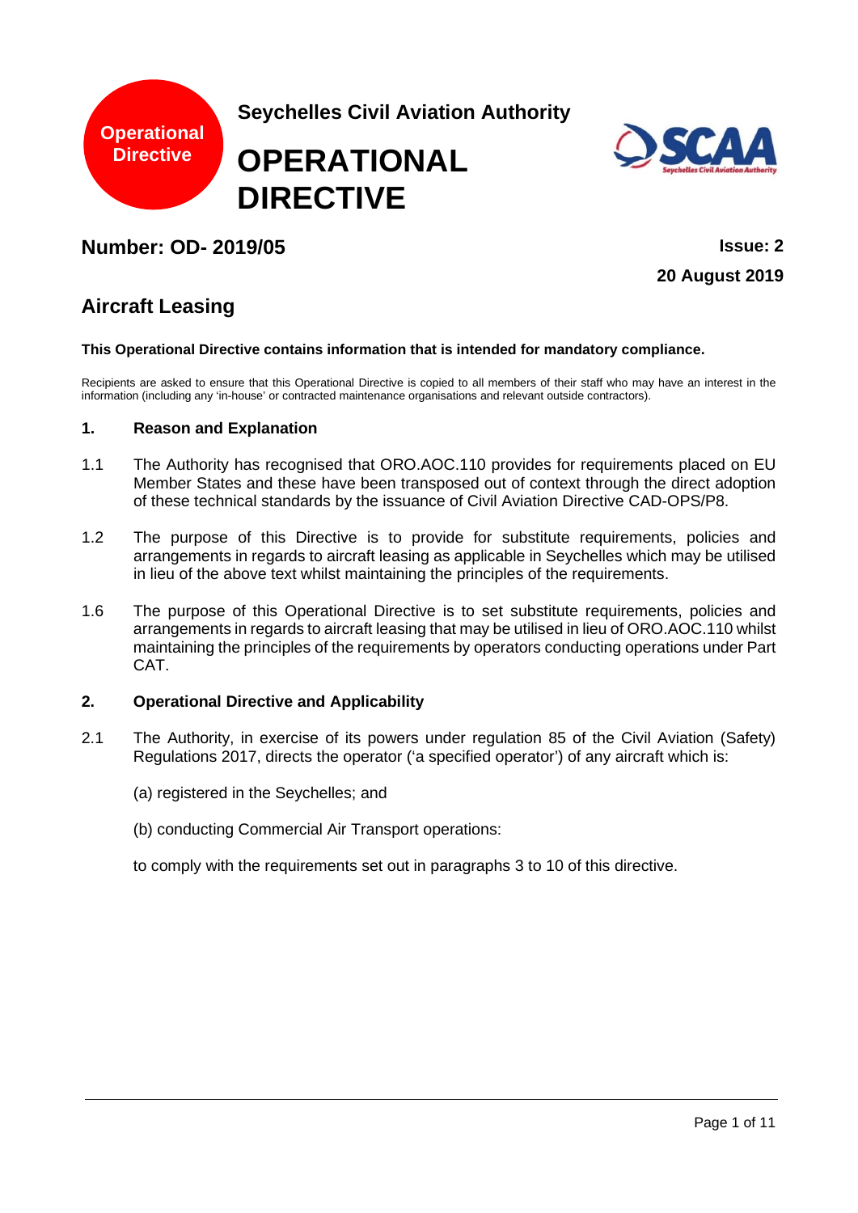Operational Directive

**Seychelles Civil Aviation Authority**

# OPERATIONAL DIRECTIVE

## Number: OD- 2019/05

**Issue: 2**

**20 August 2019**

## Aircraft Leasing

**This Operational Directive contains information that is intended for mandatory compliance.**

Recipients are asked to ensure that this Operational Directive is copied to all members of their staff who may have an interest in the information (including any 'in-house' or contracted maintenance organisations and relevant outside contractors).

### 1. Reason and Explanation

1.1 The Authority has recognised that ORO.AOC.110 provides for requirements placed on EU Member States and these have been transposed out of context through the direct adoption of these technical standards by the issuance of Civil Aviation Directive CAD-OPS/P8.

1.2 The purpose of this Directive is to provide for substitute requirements, policies and arrangements in regards to aircraft leasing as applicable in Seychelles which may be utilised in lieu of the above text whilst maintaining the principles of the requirements.

1.6 The purpose of this Operational Directive is to set substitute requirements, policies and arrangements in regards to aircraft leasing that may be utilised in lieu of ORO.AOC.110 whilst maintaining the principles of the requirements by operators conducting operations under Part CAT.

### 2. Operational Directive and Applicability

2.1 The Authority, in exercise of its powers under regulation 85 of the Civil Aviation (Safety) Regulations 2017, directs the operator ('a specified operator') of any aircraft which is:

(a) registered in the Seychelles; and

(b) conducting Commercial Air Transport operations:

to comply with the requirements set out in paragraphs 3 to 10 of this directive.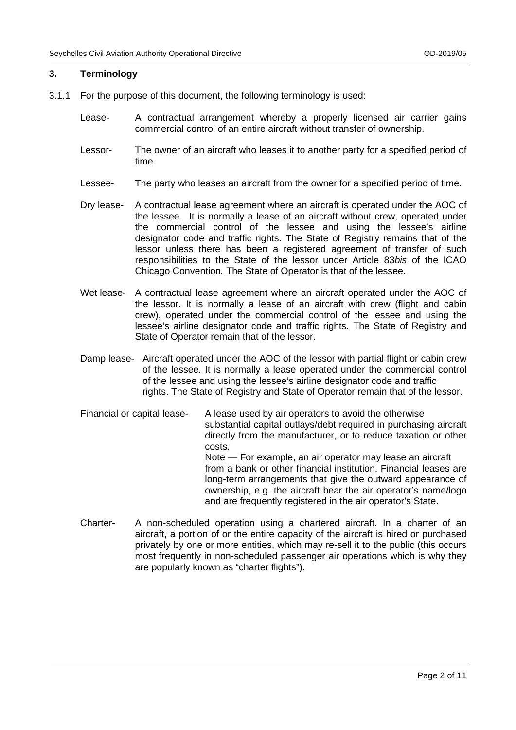## 3. Terminology

3.1.1 For the purpose of this document, the following terminology is used:

**Lease-** A contractual arrangement whereby a properly licensed air carrier gains commercial control of an entire aircraft without transfer of ownership.

**Lessor-** The owner of an aircraft who leases it to another party for a specified period of time.

**Lessee-** The party who leases an aircraft from the owner for a specified period of time.

**Dry lease-** A contractual lease agreement where an aircraft is operated under the AOC of the lessee. It is normally a lease of an aircraft without crew, operated under the commercial control of the lessee and using the lessee's airline designator code and traffic rights. The State of Registry remains that of the lessor unless there has been a registered agreement of transfer of such responsibilities to the State of the lessor under Article 83*bis* of the ICAO Chicago Convention. The State of Operator is that of the lessee.

**Wet lease-** A contractual lease agreement where an aircraft operated under the AOC of the lessor. It is normally a lease of an aircraft with crew (flight and cabin crew), operated under the commercial control of the lessee and using the lessee's airline designator code and traffic rights. The State of Registry and State of Operator remain that of the lessor.

**Damp lease-** Aircraft operated under the AOC of the lessor with partial flight or cabin crew of the lessee. It is normally a lease operated under the commercial control of the lessee and using the lessee's airline designator code and traffic rights. The State of Registry and State of Operator remain that of the lessor.

**Financial or capital lease-** A lease used by air operators to avoid the otherwise substantial capital outlays/debt required in purchasing aircraft directly from the manufacturer, or to reduce taxation or other costs.

Note — For example, an air operator may lease an aircraft from a bank or other financial institution. Financial leases are long-term arrangements that give the outward appearance of ownership, e.g. the aircraft bear the air operator's name/logo and are frequently registered in the air operator's State.

**Charter-** A non-scheduled operation using a chartered aircraft. In a charter of an aircraft, a portion of or the entire capacity of the aircraft is hired or purchased privately by one or more entities, which may re-sell it to the public (this occurs most frequently in non-scheduled passenger air operations which is why they are popularly known as "charter flights").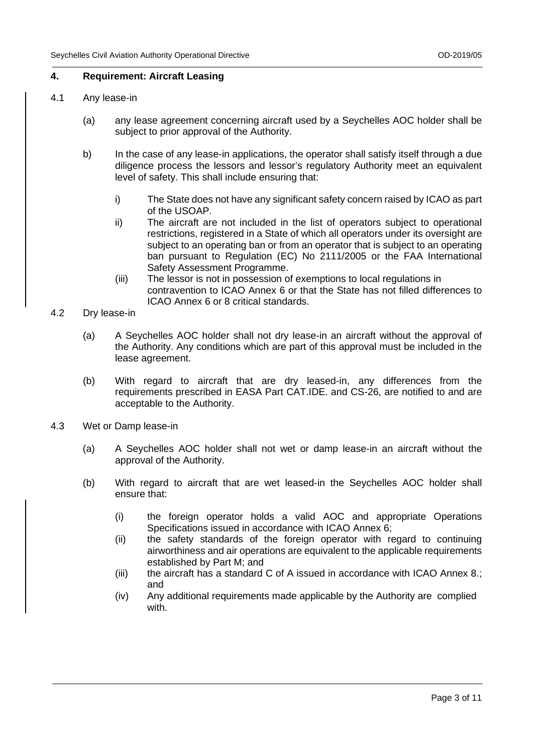## 4. Requirement: Aircraft Leasing

4.1 Any lease-in

(a) any lease agreement concerning aircraft used by a Seychelles AOC holder shall be subject to prior approval of the Authority.

b) In the case of any lease-in applications, the operator shall satisfy itself through a due diligence process the lessors and lessor's regulatory Authority meet an equivalent level of safety. This shall include ensuring that:

i) The State does not have any significant safety concern raised by ICAO as part of the USOAP.

ii) The aircraft are not included in the list of operators subject to operational restrictions, registered in a State of which all operators under its oversight are subject to an operating ban or from an operator that is subject to an operating ban pursuant to Regulation (EC) No 2111/2005 or the FAA International Safety Assessment Programme.

(iii) The lessor is not in possession of exemptions to local regulations in contravention to ICAO Annex 6 or that the State has not filled differences to ICAO Annex 6 or 8 critical standards.

4.2 Dry lease-in

(a) A Seychelles AOC holder shall not dry lease-in an aircraft without the approval of the Authority. Any conditions which are part of this approval must be included in the lease agreement.

(b) With regard to aircraft that are dry leased-in, any differences from the requirements prescribed in EASA Part CAT.IDE. and CS-26, are notified to and are acceptable to the Authority.

4.3 Wet or Damp lease-in

(a) A Seychelles AOC holder shall not wet or damp lease-in an aircraft without the approval of the Authority.

(b) With regard to aircraft that are wet leased-in the Seychelles AOC holder shall ensure that:

(i) the foreign operator holds a valid AOC and appropriate Operations Specifications issued in accordance with ICAO Annex 6;

(ii) the safety standards of the foreign operator with regard to continuing airworthiness and air operations are equivalent to the applicable requirements established by Part M; and

(iii) the aircraft has a standard C of A issued in accordance with ICAO Annex 8.; and

(iv) Any additional requirements made applicable by the Authority are complied with.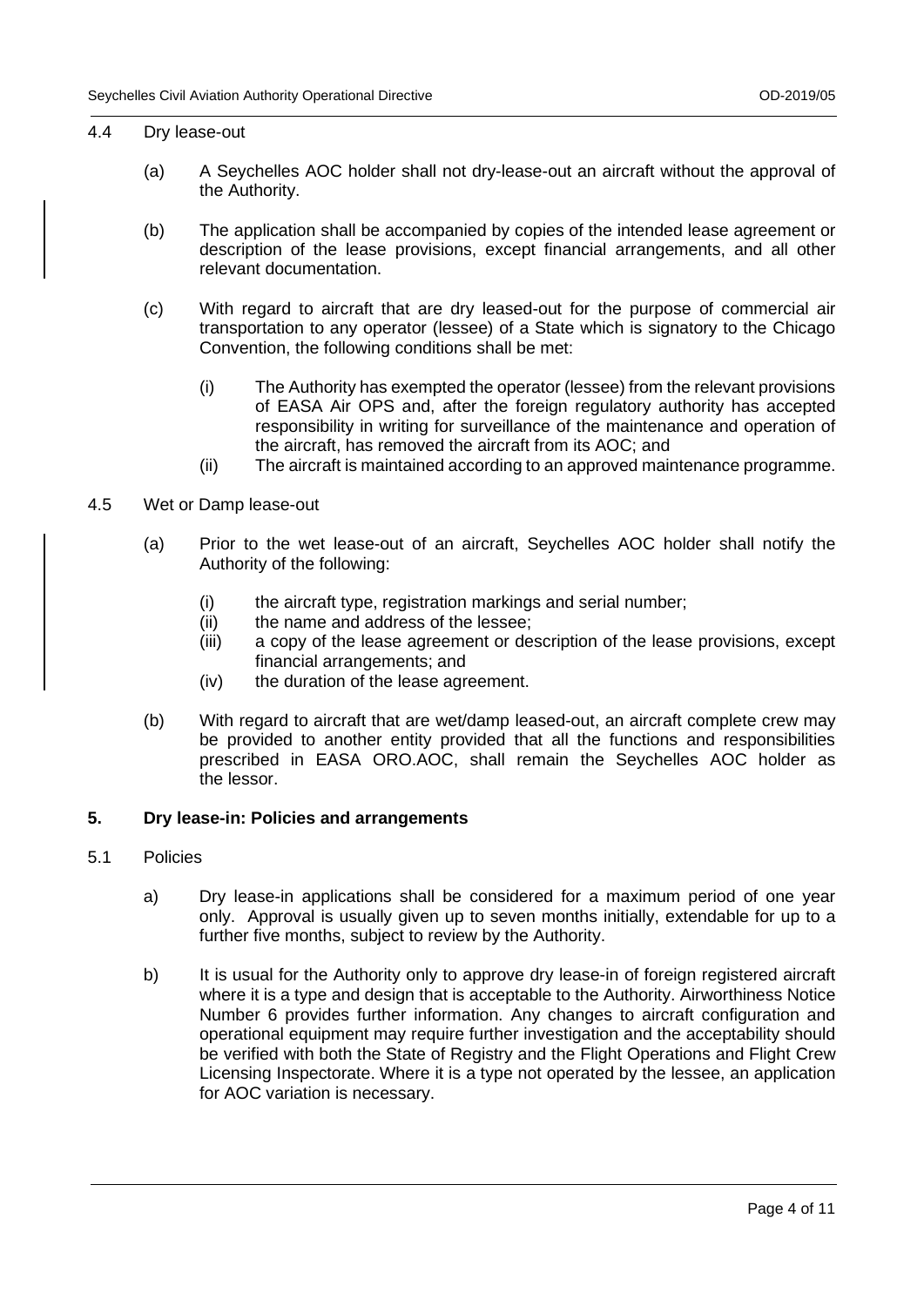4.4 Dry lease-out

(a) A Seychelles AOC holder shall not dry-lease-out an aircraft without the approval of the Authority.

(b) The application shall be accompanied by copies of the intended lease agreement or description of the lease provisions, except financial arrangements, and all other relevant documentation.

(c) With regard to aircraft that are dry leased-out for the purpose of commercial air transportation to any operator (lessee) of a State which is signatory to the Chicago Convention, the following conditions shall be met:

   (i) The Authority has exempted the operator (lessee) from the relevant provisions of EASA Air OPS and, after the foreign regulatory authority has accepted responsibility in writing for surveillance of the maintenance and operation of the aircraft, has removed the aircraft from its AOC; and

   (ii) The aircraft is maintained according to an approved maintenance programme.

4.5 Wet or Damp lease-out

(a) Prior to the wet lease-out of an aircraft, Seychelles AOC holder shall notify the Authority of the following:

   (i) the aircraft type, registration markings and serial number;

   (ii) the name and address of the lessee;

   (iii) a copy of the lease agreement or description of the lease provisions, except financial arrangements; and

   (iv) the duration of the lease agreement.

(b) With regard to aircraft that are wet/damp leased-out, an aircraft complete crew may be provided to another entity provided that all the functions and responsibilities prescribed in EASA ORO.AOC, shall remain the Seychelles AOC holder as the lessor.

## 5. Dry lease-in: Policies and arrangements

5.1 Policies

a) Dry lease-in applications shall be considered for a maximum period of one year only. Approval is usually given up to seven months initially, extendable for up to a further five months, subject to review by the Authority.

b) It is usual for the Authority only to approve dry lease-in of foreign registered aircraft where it is a type and design that is acceptable to the Authority. Airworthiness Notice Number 6 provides further information. Any changes to aircraft configuration and operational equipment may require further investigation and the acceptability should be verified with both the State of Registry and the Flight Operations and Flight Crew Licensing Inspectorate. Where it is a type not operated by the lessee, an application for AOC variation is necessary.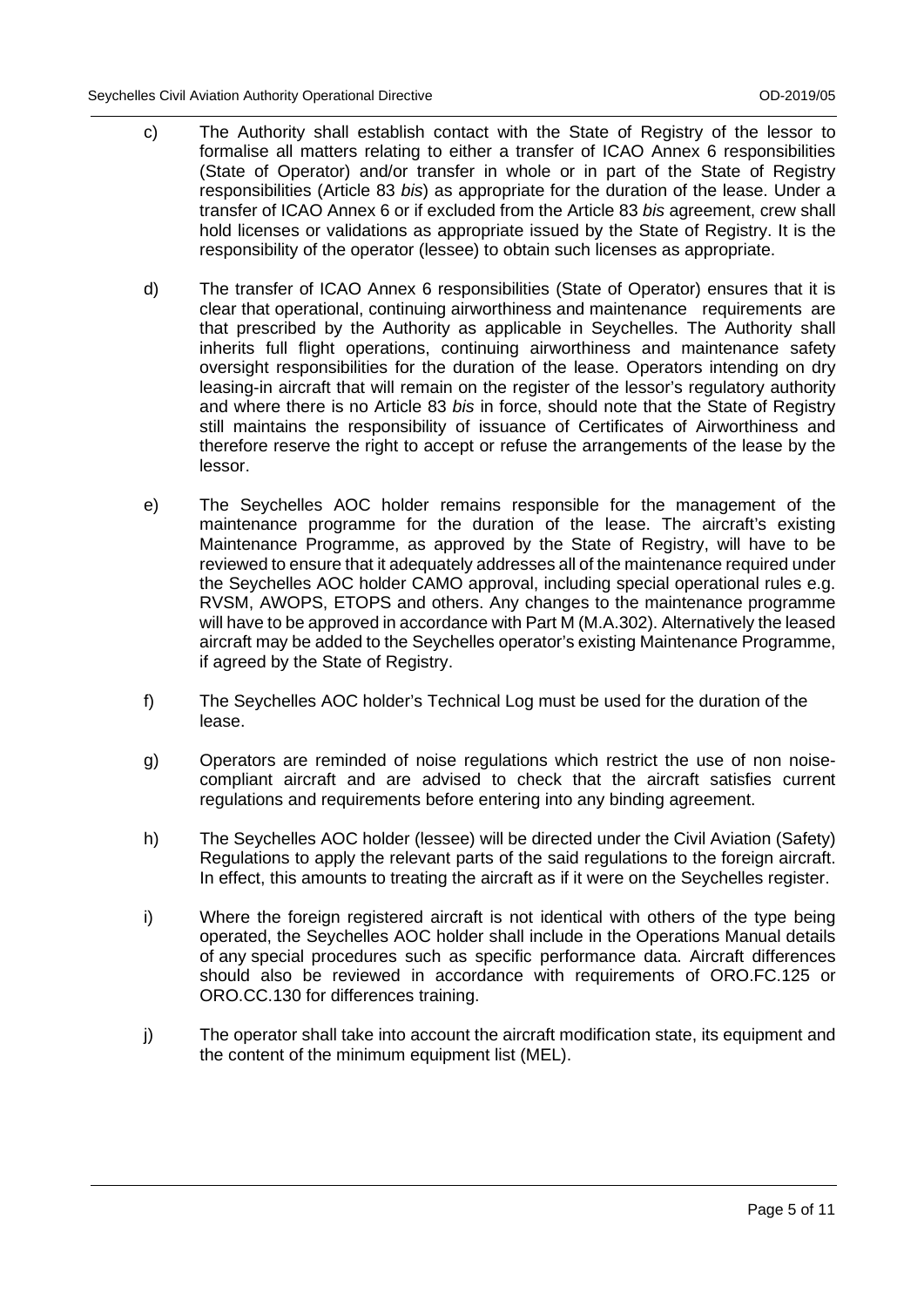c) The Authority shall establish contact with the State of Registry of the lessor to formalise all matters relating to either a transfer of ICAO Annex 6 responsibilities (State of Operator) and/or transfer in whole or in part of the State of Registry responsibilities (Article 83 *bis*) as appropriate for the duration of the lease. Under a transfer of ICAO Annex 6 or if excluded from the Article 83 *bis* agreement, crew shall hold licenses or validations as appropriate issued by the State of Registry. It is the responsibility of the operator (lessee) to obtain such licenses as appropriate.

d) The transfer of ICAO Annex 6 responsibilities (State of Operator) ensures that it is clear that operational, continuing airworthiness and maintenance requirements are that prescribed by the Authority as applicable in Seychelles. The Authority shall inherits full flight operations, continuing airworthiness and maintenance safety oversight responsibilities for the duration of the lease. Operators intending on dry leasing-in aircraft that will remain on the register of the lessor's regulatory authority and where there is no Article 83 *bis* in force, should note that the State of Registry still maintains the responsibility of issuance of Certificates of Airworthiness and therefore reserve the right to accept or refuse the arrangements of the lease by the lessor.

e) The Seychelles AOC holder remains responsible for the management of the maintenance programme for the duration of the lease. The aircraft's existing Maintenance Programme, as approved by the State of Registry, will have to be reviewed to ensure that it adequately addresses all of the maintenance required under the Seychelles AOC holder CAMO approval, including special operational rules e.g. RVSM, AWOPS, ETOPS and others. Any changes to the maintenance programme will have to be approved in accordance with Part M (M.A.302). Alternatively the leased aircraft may be added to the Seychelles operator's existing Maintenance Programme, if agreed by the State of Registry.

f) The Seychelles AOC holder's Technical Log must be used for the duration of the lease.

g) Operators are reminded of noise regulations which restrict the use of non noise-compliant aircraft and are advised to check that the aircraft satisfies current regulations and requirements before entering into any binding agreement.

h) The Seychelles AOC holder (lessee) will be directed under the Civil Aviation (Safety) Regulations to apply the relevant parts of the said regulations to the foreign aircraft. In effect, this amounts to treating the aircraft as if it were on the Seychelles register.

i) Where the foreign registered aircraft is not identical with others of the type being operated, the Seychelles AOC holder shall include in the Operations Manual details of any special procedures such as specific performance data. Aircraft differences should also be reviewed in accordance with requirements of ORO.FC.125 or ORO.CC.130 for differences training.

j) The operator shall take into account the aircraft modification state, its equipment and the content of the minimum equipment list (MEL).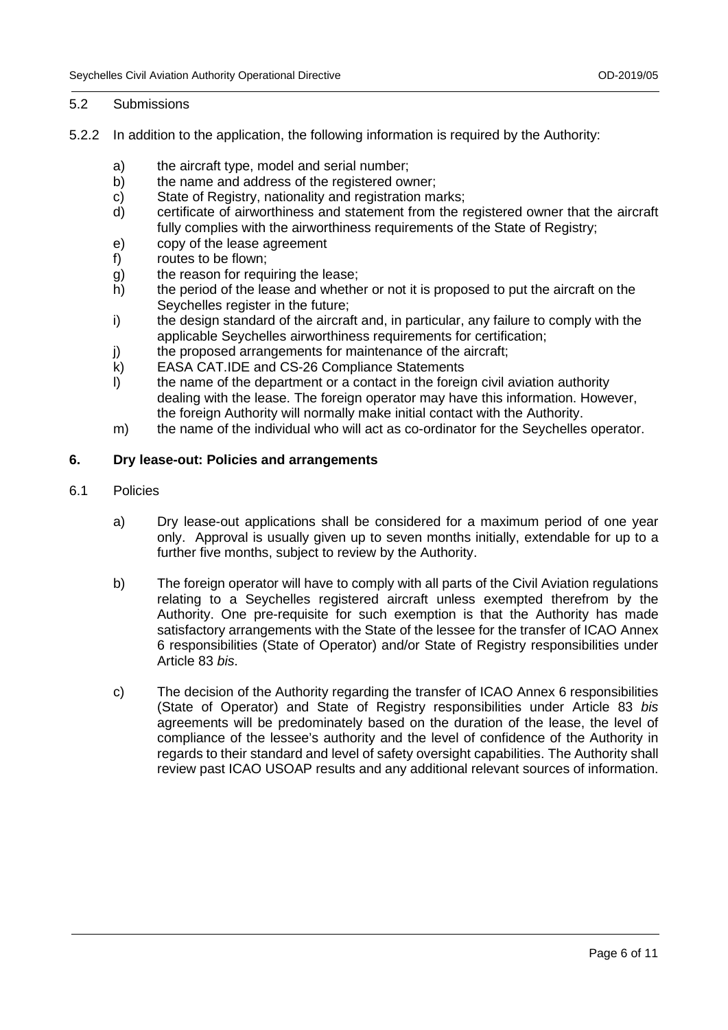5.2 Submissions

5.2.2 In addition to the application, the following information is required by the Authority:

a) the aircraft type, model and serial number;
b) the name and address of the registered owner;
c) State of Registry, nationality and registration marks;
d) certificate of airworthiness and statement from the registered owner that the aircraft fully complies with the airworthiness requirements of the State of Registry;
e) copy of the lease agreement
f) routes to be flown;
g) the reason for requiring the lease;
h) the period of the lease and whether or not it is proposed to put the aircraft on the Seychelles register in the future;
i) the design standard of the aircraft and, in particular, any failure to comply with the applicable Seychelles airworthiness requirements for certification;
j) the proposed arrangements for maintenance of the aircraft;
k) EASA CAT.IDE and CS-26 Compliance Statements
l) the name of the department or a contact in the foreign civil aviation authority dealing with the lease. The foreign operator may have this information. However, the foreign Authority will normally make initial contact with the Authority.
m) the name of the individual who will act as co-ordinator for the Seychelles operator.

## 6. Dry lease-out: Policies and arrangements

6.1 Policies

a) Dry lease-out applications shall be considered for a maximum period of one year only. Approval is usually given up to seven months initially, extendable for up to a further five months, subject to review by the Authority.

b) The foreign operator will have to comply with all parts of the Civil Aviation regulations relating to a Seychelles registered aircraft unless exempted therefrom by the Authority. One pre-requisite for such exemption is that the Authority has made satisfactory arrangements with the State of the lessee for the transfer of ICAO Annex 6 responsibilities (State of Operator) and/or State of Registry responsibilities under Article 83 *bis*.

c) The decision of the Authority regarding the transfer of ICAO Annex 6 responsibilities (State of Operator) and State of Registry responsibilities under Article 83 *bis* agreements will be predominately based on the duration of the lease, the level of compliance of the lessee's authority and the level of confidence of the Authority in regards to their standard and level of safety oversight capabilities. The Authority shall review past ICAO USOAP results and any additional relevant sources of information.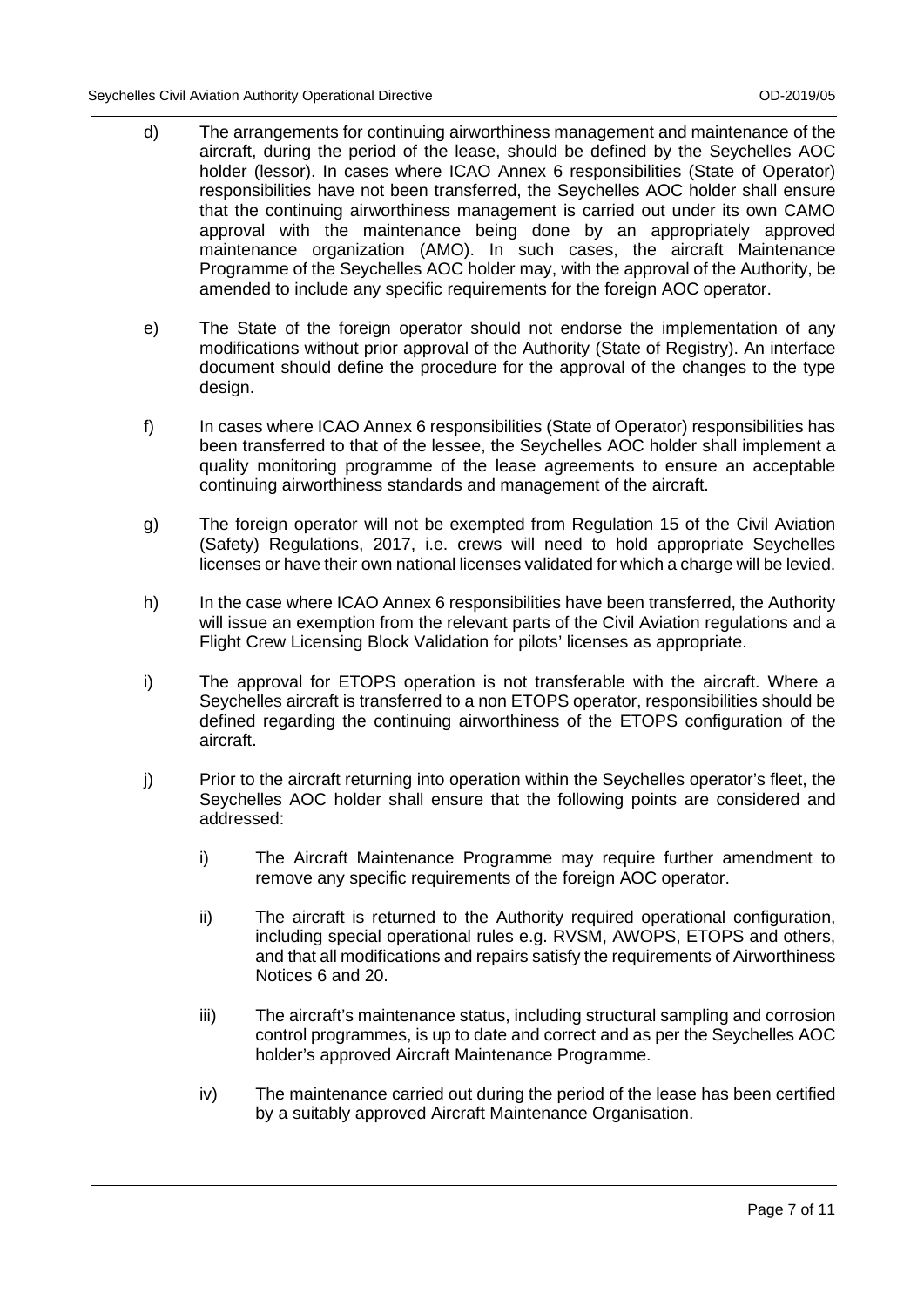d) The arrangements for continuing airworthiness management and maintenance of the aircraft, during the period of the lease, should be defined by the Seychelles AOC holder (lessor). In cases where ICAO Annex 6 responsibilities (State of Operator) responsibilities have not been transferred, the Seychelles AOC holder shall ensure that the continuing airworthiness management is carried out under its own CAMO approval with the maintenance being done by an appropriately approved maintenance organization (AMO). In such cases, the aircraft Maintenance Programme of the Seychelles AOC holder may, with the approval of the Authority, be amended to include any specific requirements for the foreign AOC operator.

e) The State of the foreign operator should not endorse the implementation of any modifications without prior approval of the Authority (State of Registry). An interface document should define the procedure for the approval of the changes to the type design.

f) In cases where ICAO Annex 6 responsibilities (State of Operator) responsibilities has been transferred to that of the lessee, the Seychelles AOC holder shall implement a quality monitoring programme of the lease agreements to ensure an acceptable continuing airworthiness standards and management of the aircraft.

g) The foreign operator will not be exempted from Regulation 15 of the Civil Aviation (Safety) Regulations, 2017, i.e. crews will need to hold appropriate Seychelles licenses or have their own national licenses validated for which a charge will be levied.

h) In the case where ICAO Annex 6 responsibilities have been transferred, the Authority will issue an exemption from the relevant parts of the Civil Aviation regulations and a Flight Crew Licensing Block Validation for pilots' licenses as appropriate.

i) The approval for ETOPS operation is not transferable with the aircraft. Where a Seychelles aircraft is transferred to a non ETOPS operator, responsibilities should be defined regarding the continuing airworthiness of the ETOPS configuration of the aircraft.

j) Prior to the aircraft returning into operation within the Seychelles operator's fleet, the Seychelles AOC holder shall ensure that the following points are considered and addressed:

   i) The Aircraft Maintenance Programme may require further amendment to remove any specific requirements of the foreign AOC operator.

   ii) The aircraft is returned to the Authority required operational configuration, including special operational rules e.g. RVSM, AWOPS, ETOPS and others, and that all modifications and repairs satisfy the requirements of Airworthiness Notices 6 and 20.

   iii) The aircraft's maintenance status, including structural sampling and corrosion control programmes, is up to date and correct and as per the Seychelles AOC holder's approved Aircraft Maintenance Programme.

   iv) The maintenance carried out during the period of the lease has been certified by a suitably approved Aircraft Maintenance Organisation.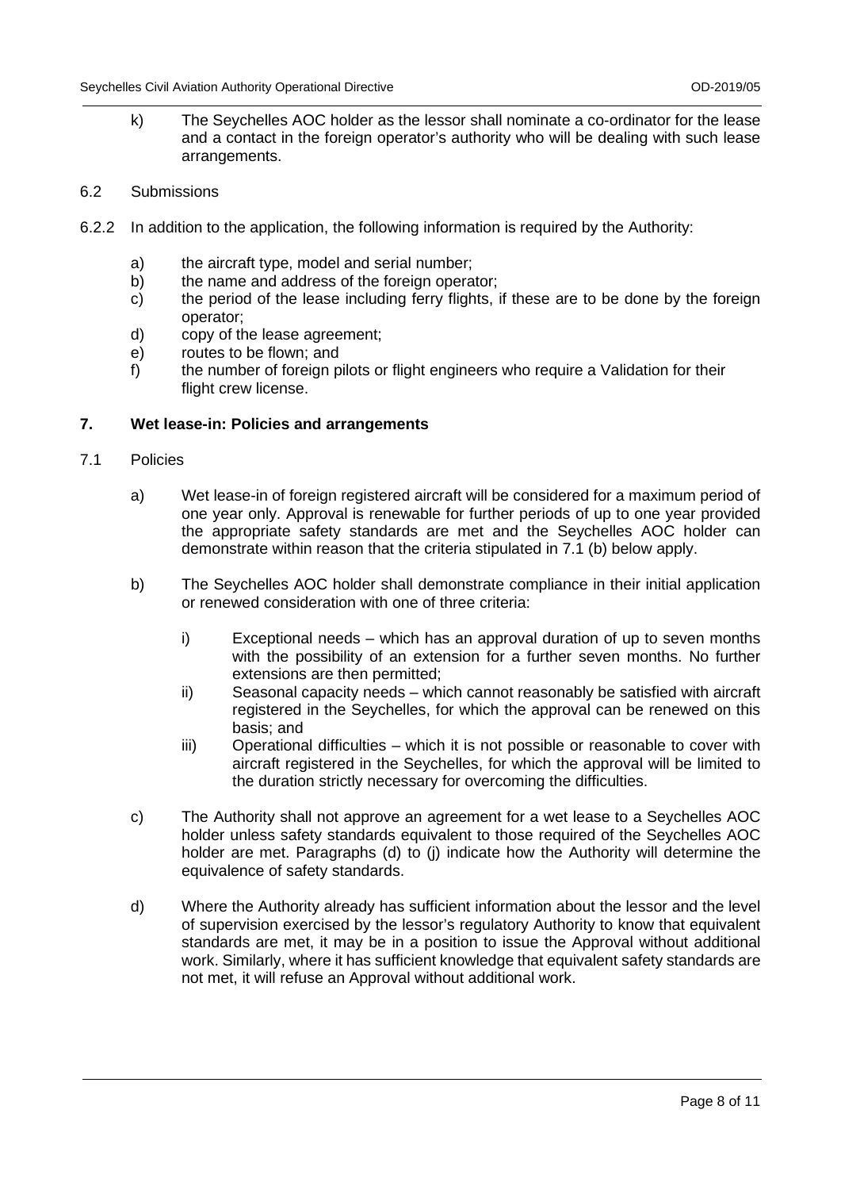k) The Seychelles AOC holder as the lessor shall nominate a co-ordinator for the lease and a contact in the foreign operator's authority who will be dealing with such lease arrangements.

6.2 Submissions

6.2.2 In addition to the application, the following information is required by the Authority:

a) the aircraft type, model and serial number;
b) the name and address of the foreign operator;
c) the period of the lease including ferry flights, if these are to be done by the foreign operator;
d) copy of the lease agreement;
e) routes to be flown; and
f) the number of foreign pilots or flight engineers who require a Validation for their flight crew license.

## 7. Wet lease-in: Policies and arrangements

7.1 Policies

a) Wet lease-in of foreign registered aircraft will be considered for a maximum period of one year only. Approval is renewable for further periods of up to one year provided the appropriate safety standards are met and the Seychelles AOC holder can demonstrate within reason that the criteria stipulated in 7.1 (b) below apply.

b) The Seychelles AOC holder shall demonstrate compliance in their initial application or renewed consideration with one of three criteria:

   i) Exceptional needs – which has an approval duration of up to seven months with the possibility of an extension for a further seven months. No further extensions are then permitted;
   ii) Seasonal capacity needs – which cannot reasonably be satisfied with aircraft registered in the Seychelles, for which the approval can be renewed on this basis; and
   iii) Operational difficulties – which it is not possible or reasonable to cover with aircraft registered in the Seychelles, for which the approval will be limited to the duration strictly necessary for overcoming the difficulties.

c) The Authority shall not approve an agreement for a wet lease to a Seychelles AOC holder unless safety standards equivalent to those required of the Seychelles AOC holder are met. Paragraphs (d) to (j) indicate how the Authority will determine the equivalence of safety standards.

d) Where the Authority already has sufficient information about the lessor and the level of supervision exercised by the lessor's regulatory Authority to know that equivalent standards are met, it may be in a position to issue the Approval without additional work. Similarly, where it has sufficient knowledge that equivalent safety standards are not met, it will refuse an Approval without additional work.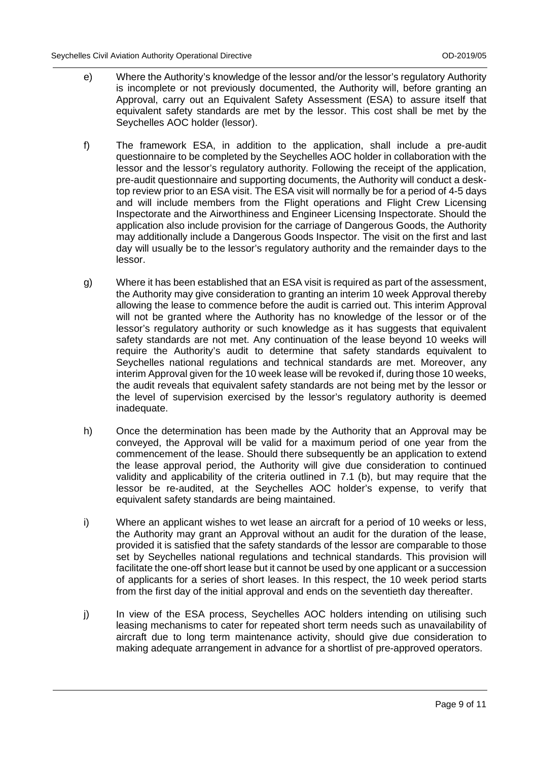e) Where the Authority's knowledge of the lessor and/or the lessor's regulatory Authority is incomplete or not previously documented, the Authority will, before granting an Approval, carry out an Equivalent Safety Assessment (ESA) to assure itself that equivalent safety standards are met by the lessor. This cost shall be met by the Seychelles AOC holder (lessor).

f) The framework ESA, in addition to the application, shall include a pre-audit questionnaire to be completed by the Seychelles AOC holder in collaboration with the lessor and the lessor's regulatory authority. Following the receipt of the application, pre-audit questionnaire and supporting documents, the Authority will conduct a desk-top review prior to an ESA visit. The ESA visit will normally be for a period of 4-5 days and will include members from the Flight operations and Flight Crew Licensing Inspectorate and the Airworthiness and Engineer Licensing Inspectorate. Should the application also include provision for the carriage of Dangerous Goods, the Authority may additionally include a Dangerous Goods Inspector. The visit on the first and last day will usually be to the lessor's regulatory authority and the remainder days to the lessor.

g) Where it has been established that an ESA visit is required as part of the assessment, the Authority may give consideration to granting an interim 10 week Approval thereby allowing the lease to commence before the audit is carried out. This interim Approval will not be granted where the Authority has no knowledge of the lessor or of the lessor's regulatory authority or such knowledge as it has suggests that equivalent safety standards are not met. Any continuation of the lease beyond 10 weeks will require the Authority's audit to determine that safety standards equivalent to Seychelles national regulations and technical standards are met. Moreover, any interim Approval given for the 10 week lease will be revoked if, during those 10 weeks, the audit reveals that equivalent safety standards are not being met by the lessor or the level of supervision exercised by the lessor's regulatory authority is deemed inadequate.

h) Once the determination has been made by the Authority that an Approval may be conveyed, the Approval will be valid for a maximum period of one year from the commencement of the lease. Should there subsequently be an application to extend the lease approval period, the Authority will give due consideration to continued validity and applicability of the criteria outlined in 7.1 (b), but may require that the lessor be re-audited, at the Seychelles AOC holder's expense, to verify that equivalent safety standards are being maintained.

i) Where an applicant wishes to wet lease an aircraft for a period of 10 weeks or less, the Authority may grant an Approval without an audit for the duration of the lease, provided it is satisfied that the safety standards of the lessor are comparable to those set by Seychelles national regulations and technical standards. This provision will facilitate the one-off short lease but it cannot be used by one applicant or a succession of applicants for a series of short leases. In this respect, the 10 week period starts from the first day of the initial approval and ends on the seventieth day thereafter.

j) In view of the ESA process, Seychelles AOC holders intending on utilising such leasing mechanisms to cater for repeated short term needs such as unavailability of aircraft due to long term maintenance activity, should give due consideration to making adequate arrangement in advance for a shortlist of pre-approved operators.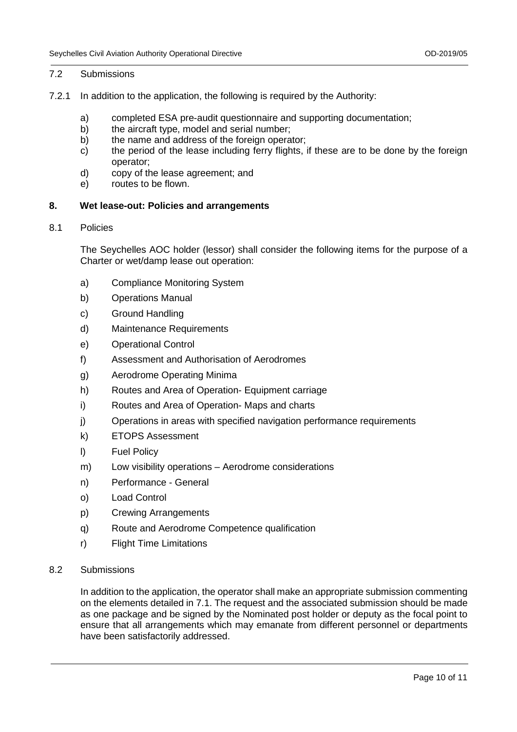### 7.2 Submissions

7.2.1 In addition to the application, the following is required by the Authority:

- a) completed ESA pre-audit questionnaire and supporting documentation;
- b) the aircraft type, model and serial number;
- b) the name and address of the foreign operator;
- c) the period of the lease including ferry flights, if these are to be done by the foreign operator;
- d) copy of the lease agreement; and
- e) routes to be flown.

## 8. Wet lease-out: Policies and arrangements

### 8.1 Policies

The Seychelles AOC holder (lessor) shall consider the following items for the purpose of a Charter or wet/damp lease out operation:

- a) Compliance Monitoring System
- b) Operations Manual
- c) Ground Handling
- d) Maintenance Requirements
- e) Operational Control
- f) Assessment and Authorisation of Aerodromes
- g) Aerodrome Operating Minima
- h) Routes and Area of Operation- Equipment carriage
- i) Routes and Area of Operation- Maps and charts
- j) Operations in areas with specified navigation performance requirements
- k) ETOPS Assessment
- l) Fuel Policy
- m) Low visibility operations – Aerodrome considerations
- n) Performance - General
- o) Load Control
- p) Crewing Arrangements
- q) Route and Aerodrome Competence qualification
- r) Flight Time Limitations

### 8.2 Submissions

In addition to the application, the operator shall make an appropriate submission commenting on the elements detailed in 7.1. The request and the associated submission should be made as one package and be signed by the Nominated post holder or deputy as the focal point to ensure that all arrangements which may emanate from different personnel or departments have been satisfactorily addressed.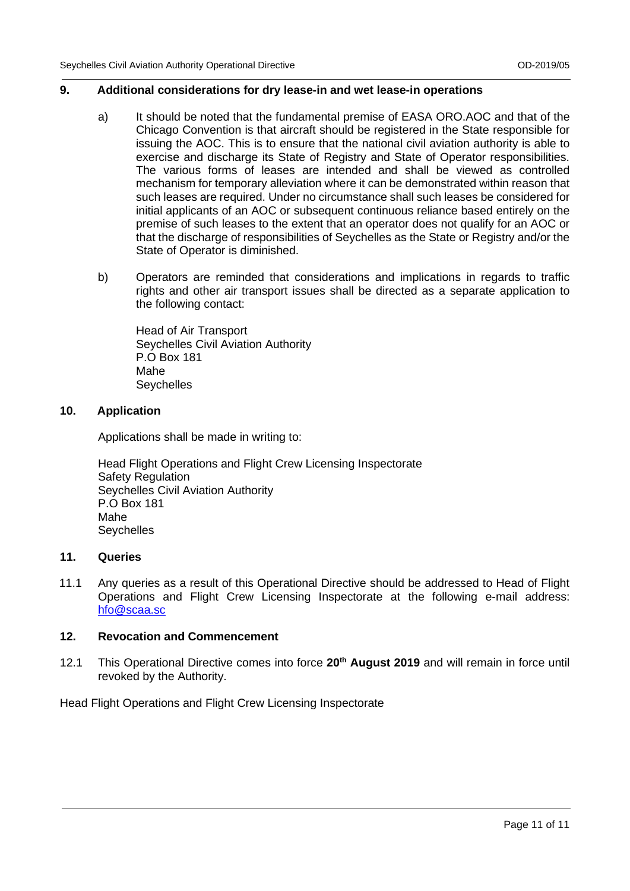## 9. Additional considerations for dry lease-in and wet lease-in operations

a) It should be noted that the fundamental premise of EASA ORO.AOC and that of the Chicago Convention is that aircraft should be registered in the State responsible for issuing the AOC. This is to ensure that the national civil aviation authority is able to exercise and discharge its State of Registry and State of Operator responsibilities. The various forms of leases are intended and shall be viewed as controlled mechanism for temporary alleviation where it can be demonstrated within reason that such leases are required. Under no circumstance shall such leases be considered for initial applicants of an AOC or subsequent continuous reliance based entirely on the premise of such leases to the extent that an operator does not qualify for an AOC or that the discharge of responsibilities of Seychelles as the State or Registry and/or the State of Operator is diminished.

b) Operators are reminded that considerations and implications in regards to traffic rights and other air transport issues shall be directed as a separate application to the following contact:

Head of Air Transport
Seychelles Civil Aviation Authority
P.O Box 181
Mahe
Seychelles

## 10. Application

Applications shall be made in writing to:

Head Flight Operations and Flight Crew Licensing Inspectorate
Safety Regulation
Seychelles Civil Aviation Authority
P.O Box 181
Mahe
Seychelles

## 11. Queries

11.1 Any queries as a result of this Operational Directive should be addressed to Head of Flight Operations and Flight Crew Licensing Inspectorate at the following e-mail address: hfo@scaa.sc

## 12. Revocation and Commencement

12.1 This Operational Directive comes into force **20th August 2019** and will remain in force until revoked by the Authority.

Head Flight Operations and Flight Crew Licensing Inspectorate